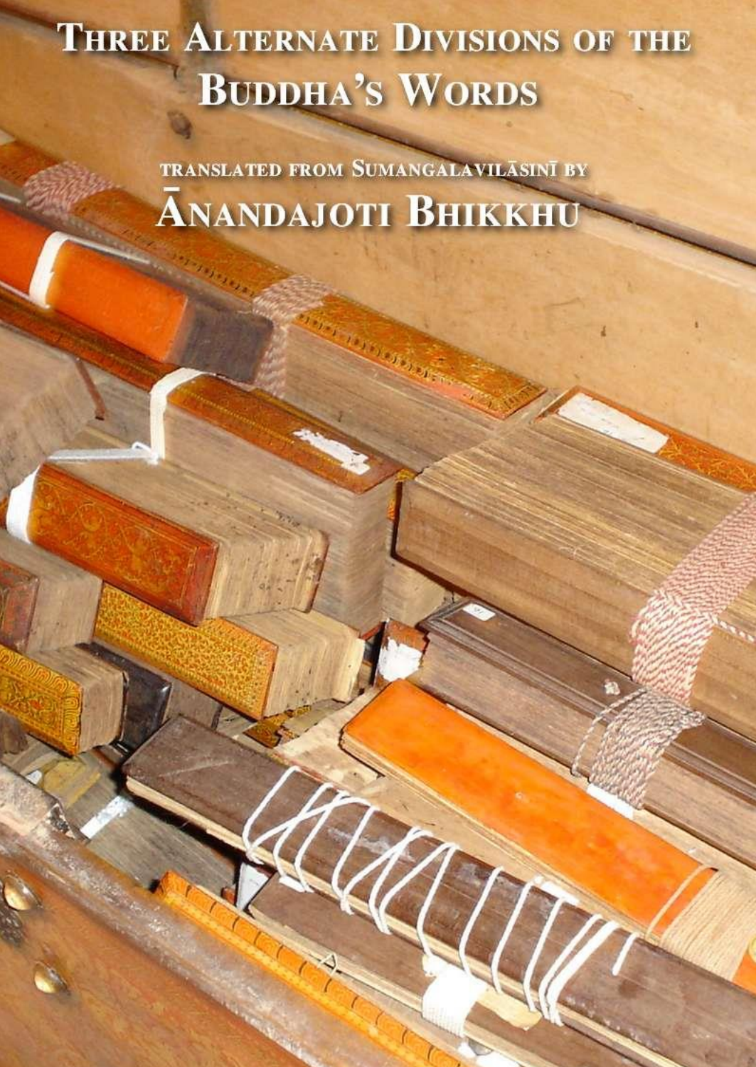# Three Alternate Divisions of the Buddha's Words

translated from Sumaṅgalavilāsinī by

## Ānandajoti Bhikkhu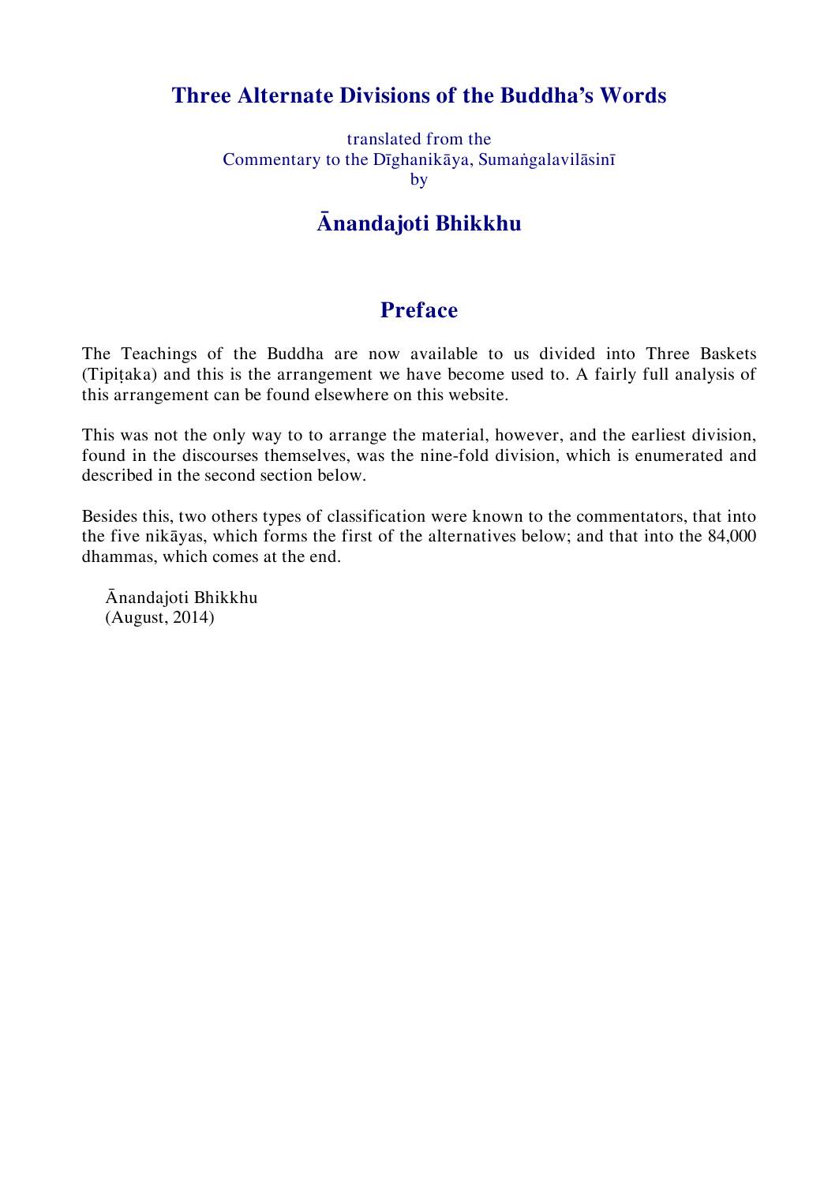# Three Alternate Divisions of the Buddha's Words

translated from the
Commentary to the Dīghanikāya, Sumaṅgalavilāsinī
by

## Ānandajoti Bhikkhu

## Preface

The Teachings of the Buddha are now available to us divided into Three Baskets (Tipiṭaka) and this is the arrangement we have become used to. A fairly full analysis of this arrangement can be found elsewhere on this website.

This was not the only way to to arrange the material, however, and the earliest division, found in the discourses themselves, was the nine-fold division, which is enumerated and described in the second section below.

Besides this, two others types of classification were known to the commentators, that into the five nikāyas, which forms the first of the alternatives below; and that into the 84,000 dhammas, which comes at the end.

Ānandajoti Bhikkhu
(August, 2014)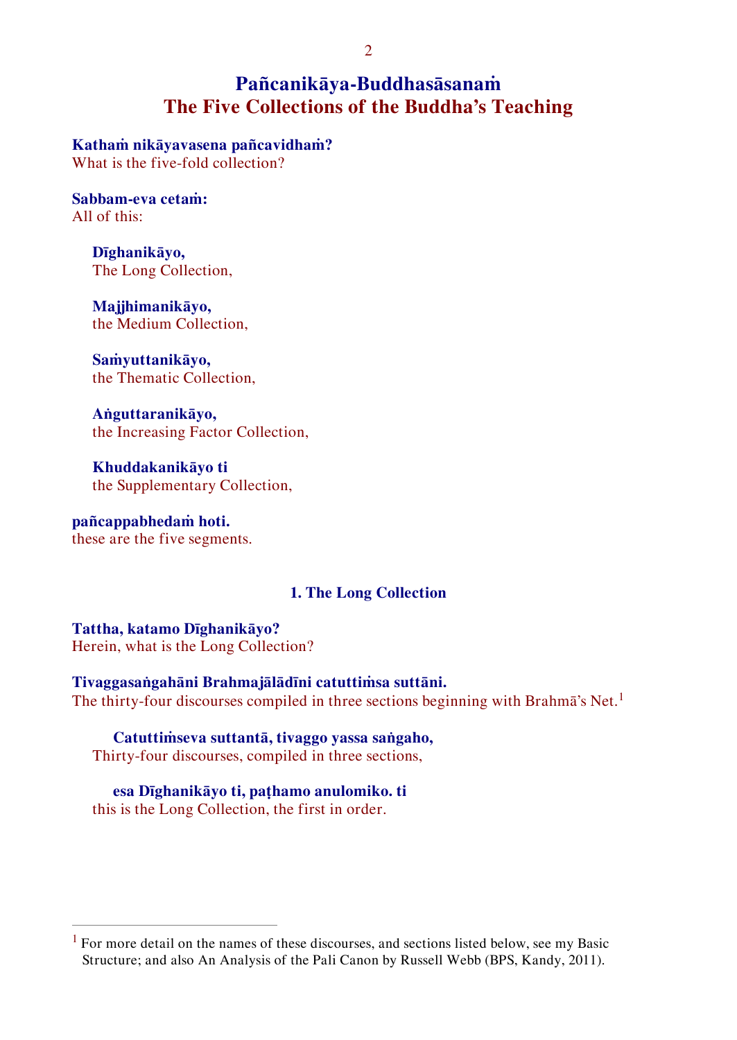# Pañcanikāya-Buddhasāsanaṁ
# The Five Collections of the Buddha's Teaching

**Kathaṁ nikāyavasena pañcavidhaṁ?**
What is the five-fold collection?

**Sabbam-eva cetaṁ:**
All of this:

> **Dīghanikāyo,**
> The Long Collection,
>
> **Majjhimanikāyo,**
> the Medium Collection,
>
> **Saṁyuttanikāyo,**
> the Thematic Collection,
>
> **Aṅguttaranikāyo,**
> the Increasing Factor Collection,
>
> **Khuddakanikāyo ti**
> the Supplementary Collection,

**pañcappabhedaṁ hoti.**
these are the five segments.

### 1. The Long Collection

**Tattha, katamo Dīghanikāyo?**
Herein, what is the Long Collection?

**Tivaggasaṅgahāni Brahmajālādīni catuttiṁsa suttāni.**
The thirty-four discourses compiled in three sections beginning with Brahmā's Net.[1]

> **Catuttiṁseva suttantā, tivaggo yassa saṅgaho,**
> Thirty-four discourses, compiled in three sections,
>
> **esa Dīghanikāyo ti, paṭhamo anulomiko. ti**
> this is the Long Collection, the first in order.

---

[1] For more detail on the names of these discourses, and sections listed below, see my Basic Structure; and also An Analysis of the Pali Canon by Russell Webb (BPS, Kandy, 2011).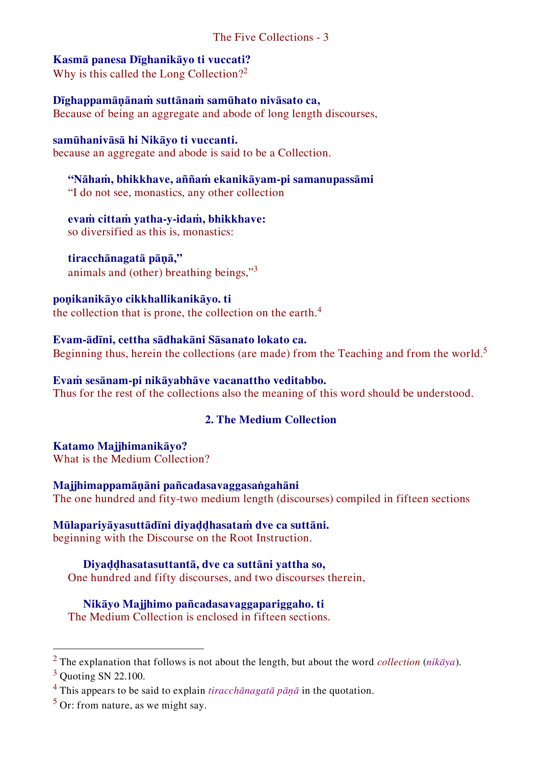**Kasmā panesa Dīghanikāyo ti vuccati?**
Why is this called the Long Collection?[2]

**Dīghappamāṇānaṁ suttānaṁ samūhato nivāsato ca,**
Because of being an aggregate and abode of long length discourses,

**samūhanivāsā hi Nikāyo ti vuccanti.**
because an aggregate and abode is said to be a Collection.

> **"Nāhaṁ, bhikkhave, aññaṁ ekanikāyam-pi samanupassāmi**
> "I do not see, monastics, any other collection
>
> **evaṁ cittaṁ yatha-y-idaṁ, bhikkhave:**
> so diversified as this is, monastics:
>
> **tiracchānagatā pāṇā,"**
> animals and (other) breathing beings,"[3]

**poṇikanikāyo cikkhallikanikāyo. ti**
the collection that is prone, the collection on the earth.[4]

**Evam-ādīni, cettha sādhakāni Sāsanato lokato ca.**
Beginning thus, herein the collections (are made) from the Teaching and from the world.[5]

**Evaṁ sesānam-pi nikāyabhāve vacanattho veditabbo.**
Thus for the rest of the collections also the meaning of this word should be understood.

## 2. The Medium Collection

**Katamo Majjhimanikāyo?**
What is the Medium Collection?

**Majjhimappamāṇāni pañcadasavaggasaṅgahāni**
The one hundred and fity-two medium length (discourses) compiled in fifteen sections

**Mūlapariyāyasuttādīni diyaḍḍhasataṁ dve ca suttāni.**
beginning with the Discourse on the Root Instruction.

> **Diyaḍḍhasatasuttantā, dve ca suttāni yattha so,**
> One hundred and fifty discourses, and two discourses therein,
>
> **Nikāyo Majjhimo pañcadasavaggapariggaho. ti**
> The Medium Collection is enclosed in fifteen sections.

---

[2] The explanation that follows is not about the length, but about the word *collection* (*nikāya*).
[3] Quoting SN 22.100.
[4] This appears to be said to explain *tiracchānagatā pāṇā* in the quotation.
[5] Or: from nature, as we might say.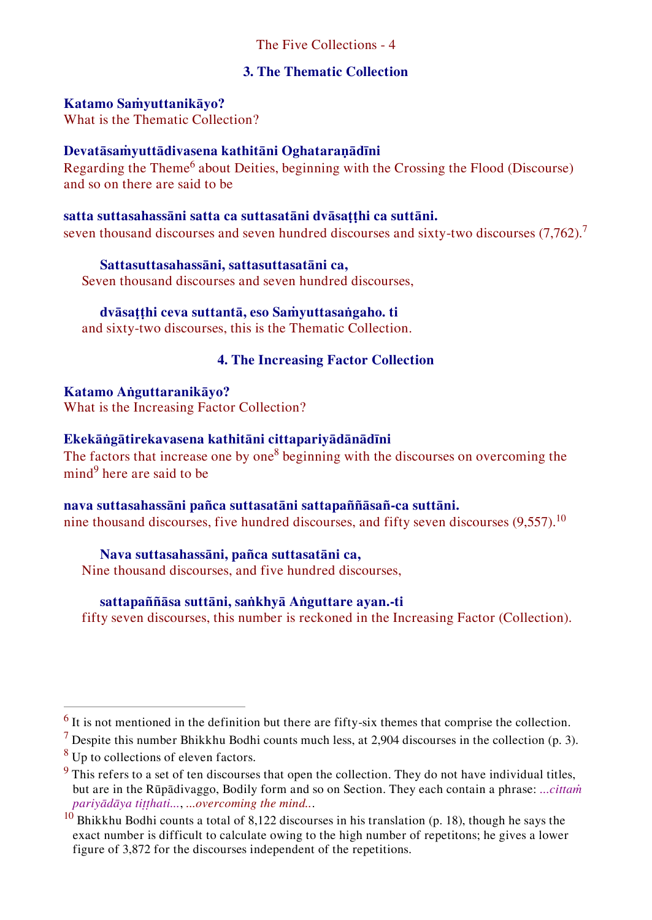### 3. The Thematic Collection

**Katamo Saṁyuttanikāyo?**
What is the Thematic Collection?

**Devatāsaṁyuttādivasena kathitāni Oghataraṇādīni**
Regarding the Theme[6] about Deities, beginning with the Crossing the Flood (Discourse) and so on there are said to be

**satta suttasahassāni satta ca suttasatāni dvāsaṭṭhi ca suttāni.**
seven thousand discourses and seven hundred discourses and sixty-two discourses (7,762).[7]

> **Sattasuttasahassāni, sattasuttasatāni ca,**
> Seven thousand discourses and seven hundred discourses,
>
> **dvāsaṭṭhi ceva suttantā, eso Saṁyuttasaṅgaho. ti**
> and sixty-two discourses, this is the Thematic Collection.

### 4. The Increasing Factor Collection

**Katamo Aṅguttaranikāyo?**
What is the Increasing Factor Collection?

**Ekekāṅgātirekavasena kathitāni cittapariyādānādīni**
The factors that increase one by one[8] beginning with the discourses on overcoming the mind[9] here are said to be

**nava suttasahassāni pañca suttasatāni sattapaññāsañ-ca suttāni.**
nine thousand discourses, five hundred discourses, and fifty seven discourses (9,557).[10]

> **Nava suttasahassāni, pañca suttasatāni ca,**
> Nine thousand discourses, and five hundred discourses,
>
> **sattapaññāsa suttāni, saṅkhyā Aṅguttare ayan.-ti**
> fifty seven discourses, this number is reckoned in the Increasing Factor (Collection).

---

[6] It is not mentioned in the definition but there are fifty-six themes that comprise the collection.

[7] Despite this number Bhikkhu Bodhi counts much less, at 2,904 discourses in the collection (p. 3).

[8] Up to collections of eleven factors.

[9] This refers to a set of ten discourses that open the collection. They do not have individual titles, but are in the Rūpādivaggo, Bodily form and so on Section. They each contain a phrase: *...cittaṁ pariyādāya tiṭṭhati...*, *...overcoming the mind...*.

[10] Bhikkhu Bodhi counts a total of 8,122 discourses in his translation (p. 18), though he says the exact number is difficult to calculate owing to the high number of repetitons; he gives a lower figure of 3,872 for the discourses independent of the repetitions.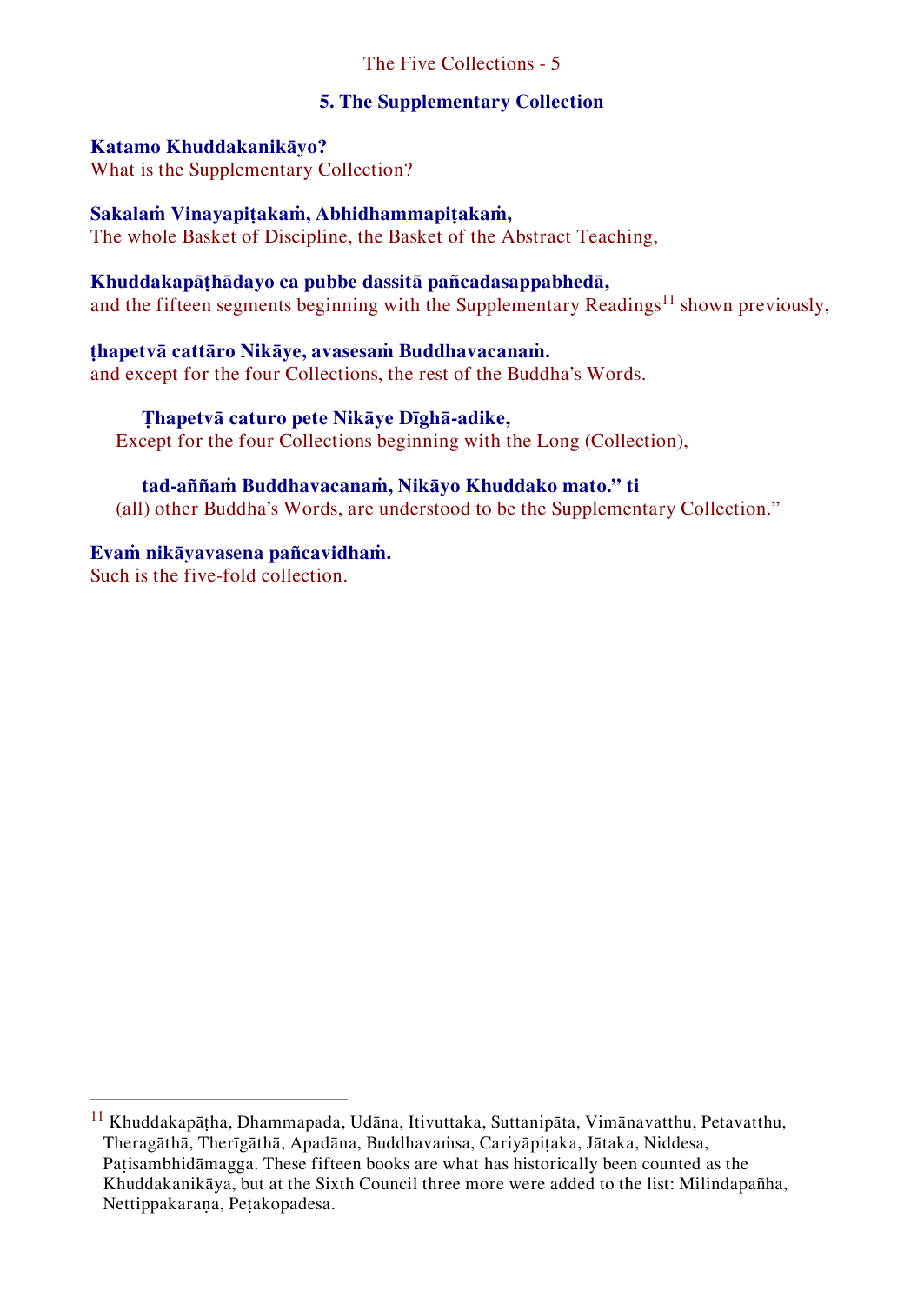## 5. The Supplementary Collection

**Katamo Khuddakanikāyo?**
What is the Supplementary Collection?

**Sakalaṁ Vinayapiṭakaṁ, Abhidhammapiṭakaṁ,**
The whole Basket of Discipline, the Basket of the Abstract Teaching,

**Khuddakapāṭhādayo ca pubbe dassitā pañcadasappabhedā,**
and the fifteen segments beginning with the Supplementary Readings[11] shown previously,

**ṭhapetvā cattāro Nikāye, avasesaṁ Buddhavacanaṁ.**
and except for the four Collections, the rest of the Buddha's Words.

> **Ṭhapetvā caturo pete Nikāye Dīghā-adike,**
> Except for the four Collections beginning with the Long (Collection),
>
> **tad-aññaṁ Buddhavacanaṁ, Nikāyo Khuddako mato." ti**
> (all) other Buddha's Words, are understood to be the Supplementary Collection."

**Evaṁ nikāyavasena pañcavidhaṁ.**
Such is the five-fold collection.

---

[11] Khuddakapāṭha, Dhammapada, Udāna, Itivuttaka, Suttanipāta, Vimānavatthu, Petavatthu, Theragāthā, Therīgāthā, Apadāna, Buddhavaṁsa, Cariyāpiṭaka, Jātaka, Niddesa, Paṭisambhidāmagga. These fifteen books are what has historically been counted as the Khuddakanikāya, but at the Sixth Council three more were added to the list: Milindapañha, Nettippakaraṇa, Peṭakopadesa.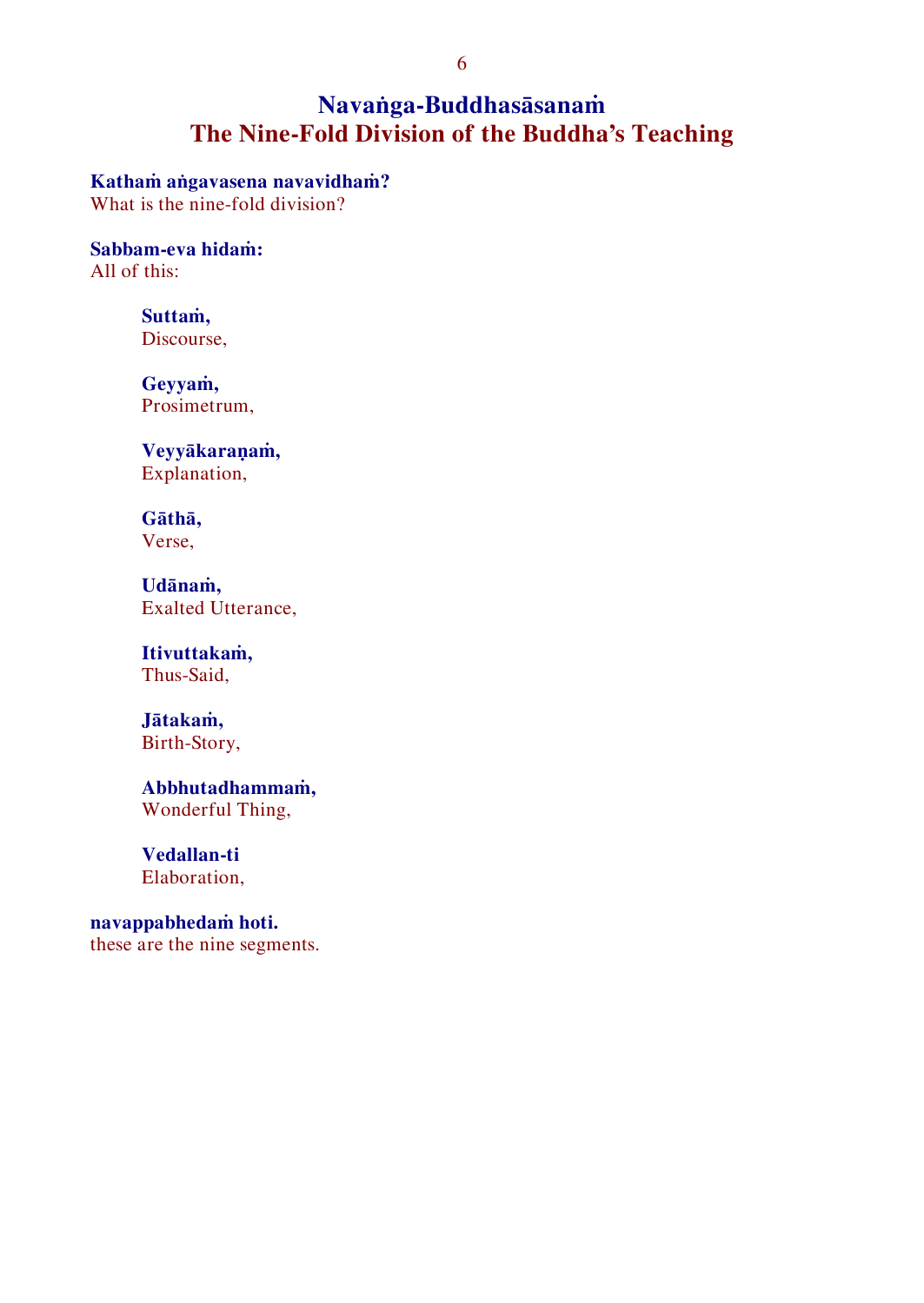# Navaṅga-Buddhasāsanaṁ
# The Nine-Fold Division of the Buddha's Teaching

**Kathaṁ aṅgavasena navavidhaṁ?**
What is the nine-fold division?

**Sabbam-eva hidaṁ:**
All of this:

> **Suttaṁ,**
> Discourse,
>
> **Geyyaṁ,**
> Prosimetrum,
>
> **Veyyākaraṇaṁ,**
> Explanation,
>
> **Gāthā,**
> Verse,
>
> **Udānaṁ,**
> Exalted Utterance,
>
> **Itivuttakaṁ,**
> Thus-Said,
>
> **Jātakaṁ,**
> Birth-Story,
>
> **Abbhutadhammaṁ,**
> Wonderful Thing,
>
> **Vedallan-ti**
> Elaboration,

**navappabhedaṁ hoti.**
these are the nine segments.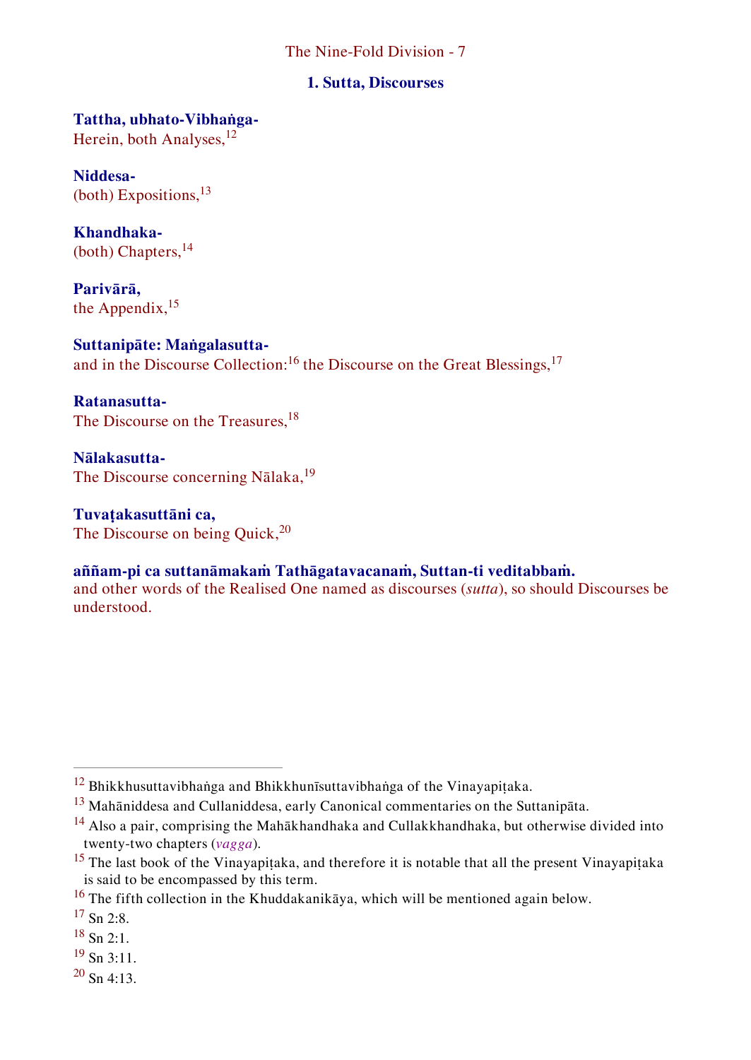### 1. Sutta, Discourses

**Tattha, ubhato-Vibhaṅga-**
Herein, both Analyses,[12]

**Niddesa-**
(both) Expositions,[13]

**Khandhaka-**
(both) Chapters,[14]

**Parivārā,**
the Appendix,[15]

**Suttanipāte: Maṅgalasutta-**
and in the Discourse Collection:[16] the Discourse on the Great Blessings,[17]

**Ratanasutta-**
The Discourse on the Treasures,[18]

**Nālakasutta-**
The Discourse concerning Nālaka,[19]

**Tuvaṭakasuttāni ca,**
The Discourse on being Quick,[20]

**aññam-pi ca suttanāmakaṁ Tathāgatavacanaṁ, Suttan-ti veditabbaṁ.**
and other words of the Realised One named as discourses (*sutta*), so should Discourses be understood.

---

[12] Bhikkhusuttavibhaṅga and Bhikkhunīsuttavibhaṅga of the Vinayapiṭaka.

[13] Mahāniddesa and Cullaniddesa, early Canonical commentaries on the Suttanipāta.

[14] Also a pair, comprising the Mahākhandhaka and Cullakkhandhaka, but otherwise divided into twenty-two chapters (*vagga*).

[15] The last book of the Vinayapiṭaka, and therefore it is notable that all the present Vinayapiṭaka is said to be encompassed by this term.

[16] The fifth collection in the Khuddakanikāya, which will be mentioned again below.

[17] Sn 2:8.

[18] Sn 2:1.

[19] Sn 3:11.

[20] Sn 4:13.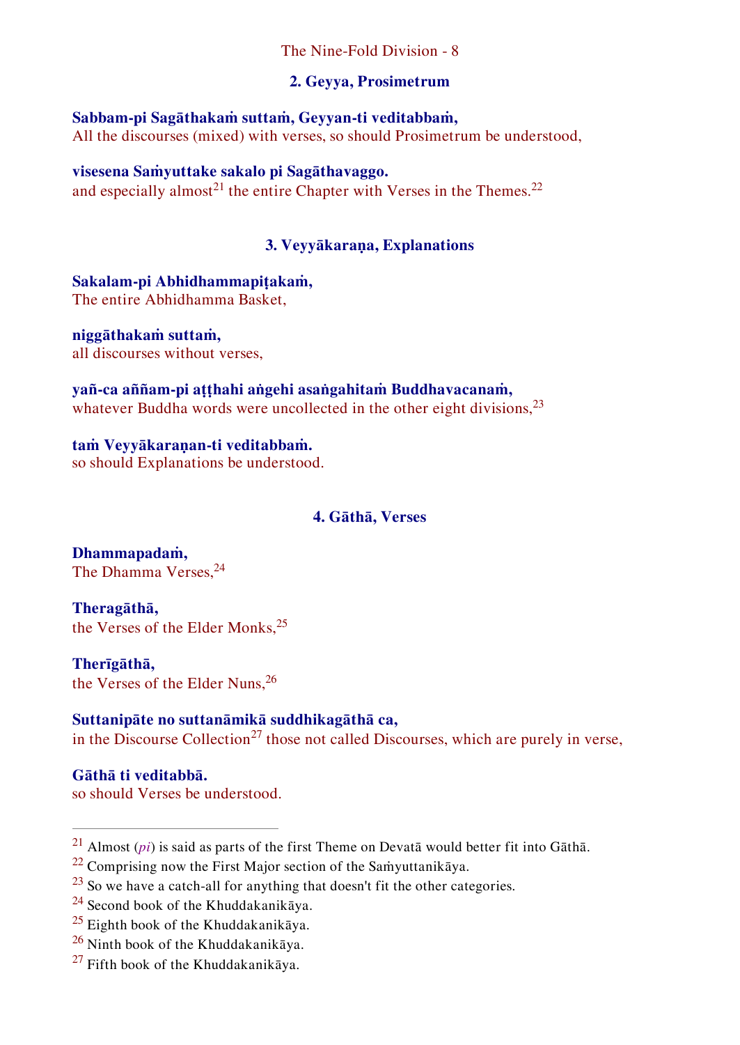## 2. Geyya, Prosimetrum

**Sabbam-pi Sagāthakaṁ suttaṁ, Geyyan-ti veditabbaṁ,**
All the discourses (mixed) with verses, so should Prosimetrum be understood,

**visesena Saṁyuttake sakalo pi Sagāthavaggo.**
and especially almost[21] the entire Chapter with Verses in the Themes.[22]

## 3. Veyyākaraṇa, Explanations

**Sakalam-pi Abhidhammapiṭakaṁ,**
The entire Abhidhamma Basket,

**niggāthakaṁ suttaṁ,**
all discourses without verses,

**yañ-ca aññam-pi aṭṭhahi aṅgehi asaṅgahitaṁ Buddhavacanaṁ,**
whatever Buddha words were uncollected in the other eight divisions,[23]

**taṁ Veyyākaraṇan-ti veditabbaṁ.**
so should Explanations be understood.

## 4. Gāthā, Verses

**Dhammapadaṁ,**
The Dhamma Verses,[24]

**Theragāthā,**
the Verses of the Elder Monks,[25]

**Therīgāthā,**
the Verses of the Elder Nuns,[26]

**Suttanipāte no suttanāmikā suddhikagāthā ca,**
in the Discourse Collection[27] those not called Discourses, which are purely in verse,

**Gāthā ti veditabbā.**
so should Verses be understood.

---

[21] Almost (*pi*) is said as parts of the first Theme on Devatā would better fit into Gāthā.

[22] Comprising now the First Major section of the Saṁyuttanikāya.

[23] So we have a catch-all for anything that doesn't fit the other categories.

[24] Second book of the Khuddakanikāya.

[25] Eighth book of the Khuddakanikāya.

[26] Ninth book of the Khuddakanikāya.

[27] Fifth book of the Khuddakanikāya.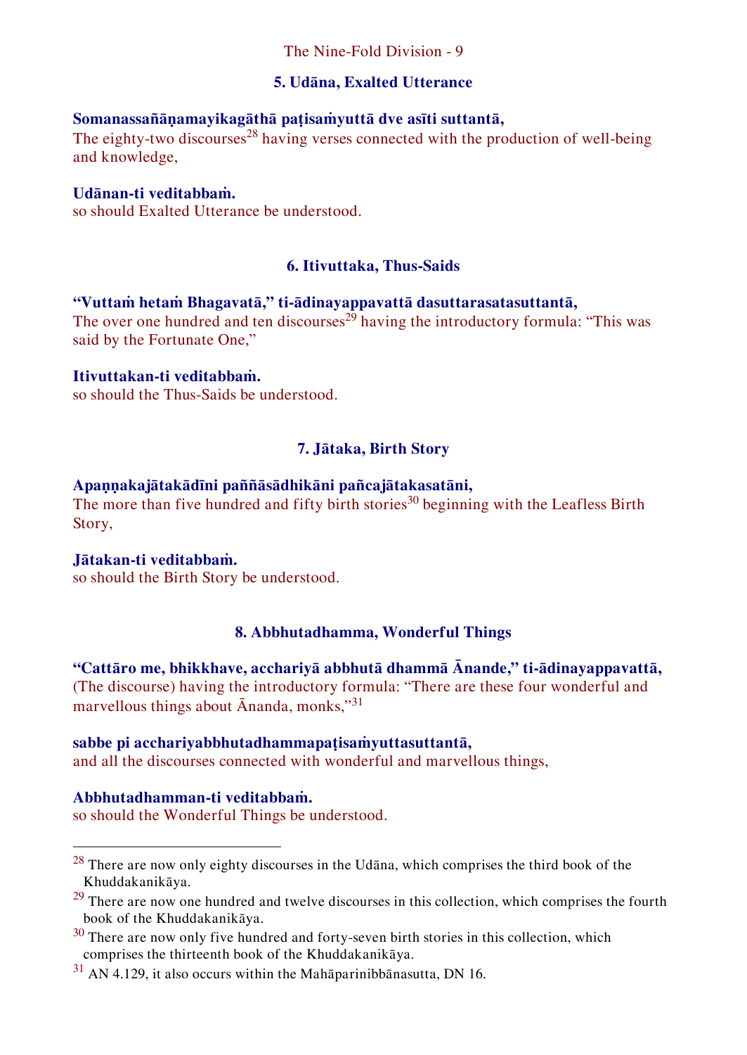### 5. Udāna, Exalted Utterance

**Somanassañāṇamayikagāthā paṭisaṁyuttā dve asīti suttantā,**
The eighty-two discourses[28] having verses connected with the production of well-being and knowledge,

**Udānan-ti veditabbaṁ.**
so should Exalted Utterance be understood.

### 6. Itivuttaka, Thus-Saids

**"Vuttaṁ hetaṁ Bhagavatā," ti-ādinayappavattā dasuttarasatasuttantā,**
The over one hundred and ten discourses[29] having the introductory formula: "This was said by the Fortunate One,"

**Itivuttakan-ti veditabbaṁ.**
so should the Thus-Saids be understood.

### 7. Jātaka, Birth Story

**Apaṇṇakajātakādīni paññāsādhikāni pañcajātakasatāni,**
The more than five hundred and fifty birth stories[30] beginning with the Leafless Birth Story,

**Jātakan-ti veditabbaṁ.**
so should the Birth Story be understood.

### 8. Abbhutadhamma, Wonderful Things

**"Cattāro me, bhikkhave, acchariyā abbhutā dhammā Ānande," ti-ādinayappavattā,**
(The discourse) having the introductory formula: "There are these four wonderful and marvellous things about Ānanda, monks,"[31]

**sabbe pi acchariyabbhutadhammapaṭisaṁyuttasuttantā,**
and all the discourses connected with wonderful and marvellous things,

**Abbhutadhamman-ti veditabbaṁ.**
so should the Wonderful Things be understood.

---

[28] There are now only eighty discourses in the Udāna, which comprises the third book of the Khuddakanikāya.

[29] There are now one hundred and twelve discourses in this collection, which comprises the fourth book of the Khuddakanikāya.

[30] There are now only five hundred and forty-seven birth stories in this collection, which comprises the thirteenth book of the Khuddakanikāya.

[31] AN 4.129, it also occurs within the Mahāparinibbānasutta, DN 16.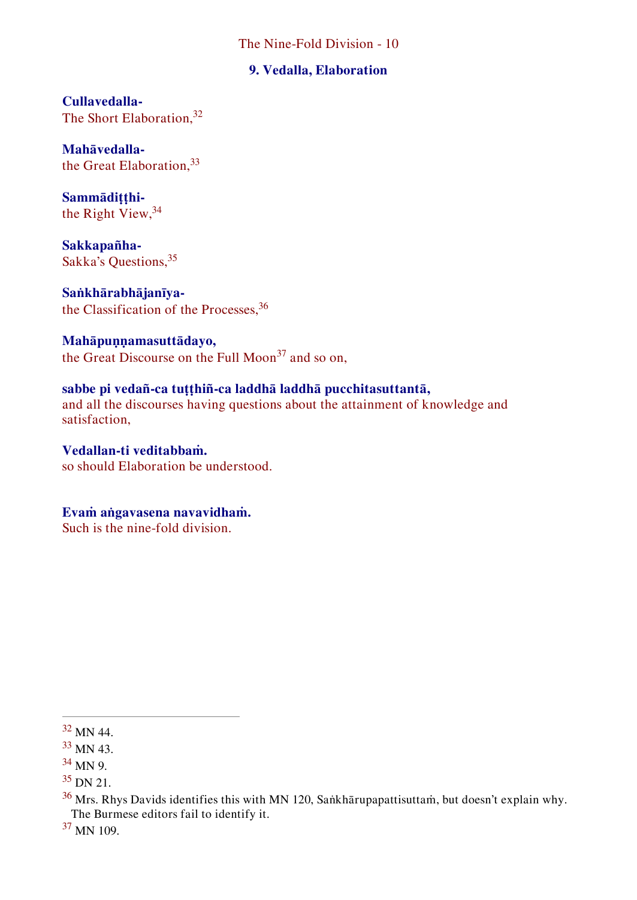## 9. Vedalla, Elaboration

**Cullavedalla-**
The Short Elaboration,[32]

**Mahāvedalla-**
the Great Elaboration,[33]

**Sammādiṭṭhi-**
the Right View,[34]

**Sakkapañha-**
Sakka's Questions,[35]

**Saṅkhārabhājanīya-**
the Classification of the Processes,[36]

**Mahāpuṇṇamasuttādayo,**
the Great Discourse on the Full Moon[37] and so on,

**sabbe pi vedañ-ca tuṭṭhiñ-ca laddhā laddhā pucchitasuttantā,**
and all the discourses having questions about the attainment of knowledge and satisfaction,

**Vedallan-ti veditabbaṁ.**
so should Elaboration be understood.

**Evaṁ aṅgavasena navavidhaṁ.**
Such is the nine-fold division.

---

[32] MN 44.

[33] MN 43.

[34] MN 9.

[35] DN 21.

[36] Mrs. Rhys Davids identifies this with MN 120, Saṅkhārupapattisuttaṁ, but doesn't explain why. The Burmese editors fail to identify it.

[37] MN 109.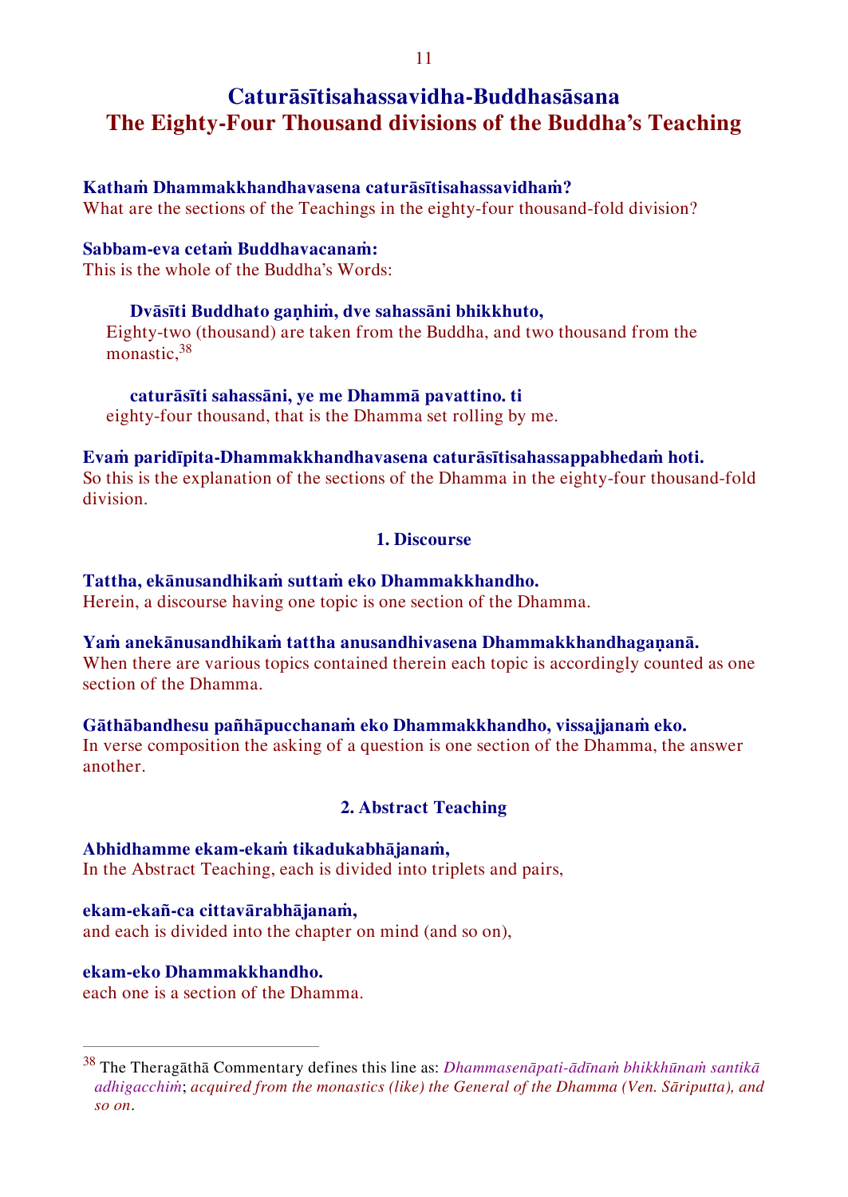# Caturāsītisahassavidha-Buddhasāsana
# The Eighty-Four Thousand divisions of the Buddha's Teaching

**Kathaṁ Dhammakkhandhavasena caturāsītisahassavidhaṁ?**
What are the sections of the Teachings in the eighty-four thousand-fold division?

**Sabbam-eva cetaṁ Buddhavacanaṁ:**
This is the whole of the Buddha's Words:

> **Dvāsīti Buddhato gaṇhiṁ, dve sahassāni bhikkhuto,**
> Eighty-two (thousand) are taken from the Buddha, and two thousand from the monastic,[38]
>
> **caturāsīti sahassāni, ye me Dhammā pavattino. ti**
> eighty-four thousand, that is the Dhamma set rolling by me.

**Evaṁ paridīpita-Dhammakkhandhavasena caturāsītisahassappabhedaṁ hoti.**
So this is the explanation of the sections of the Dhamma in the eighty-four thousand-fold division.

### 1. Discourse

**Tattha, ekānusandhikaṁ suttaṁ eko Dhammakkhandho.**
Herein, a discourse having one topic is one section of the Dhamma.

**Yaṁ anekānusandhikaṁ tattha anusandhivasena Dhammakkhandhagaṇanā.**
When there are various topics contained therein each topic is accordingly counted as one section of the Dhamma.

**Gāthābandhesu pañhāpucchanaṁ eko Dhammakkhandho, vissajjanaṁ eko.**
In verse composition the asking of a question is one section of the Dhamma, the answer another.

### 2. Abstract Teaching

**Abhidhamme ekam-ekaṁ tikadukabhājanaṁ,**
In the Abstract Teaching, each is divided into triplets and pairs,

**ekam-ekañ-ca cittavārabhājanaṁ,**
and each is divided into the chapter on mind (and so on),

**ekam-eko Dhammakkhandho.**
each one is a section of the Dhamma.

---

[38] The Theragāthā Commentary defines this line as: *Dhammasenāpati-ādīnaṁ bhikkhūnaṁ santikā adhigacchiṁ*; *acquired from the monastics (like) the General of the Dhamma (Ven. Sāriputta), and so on*.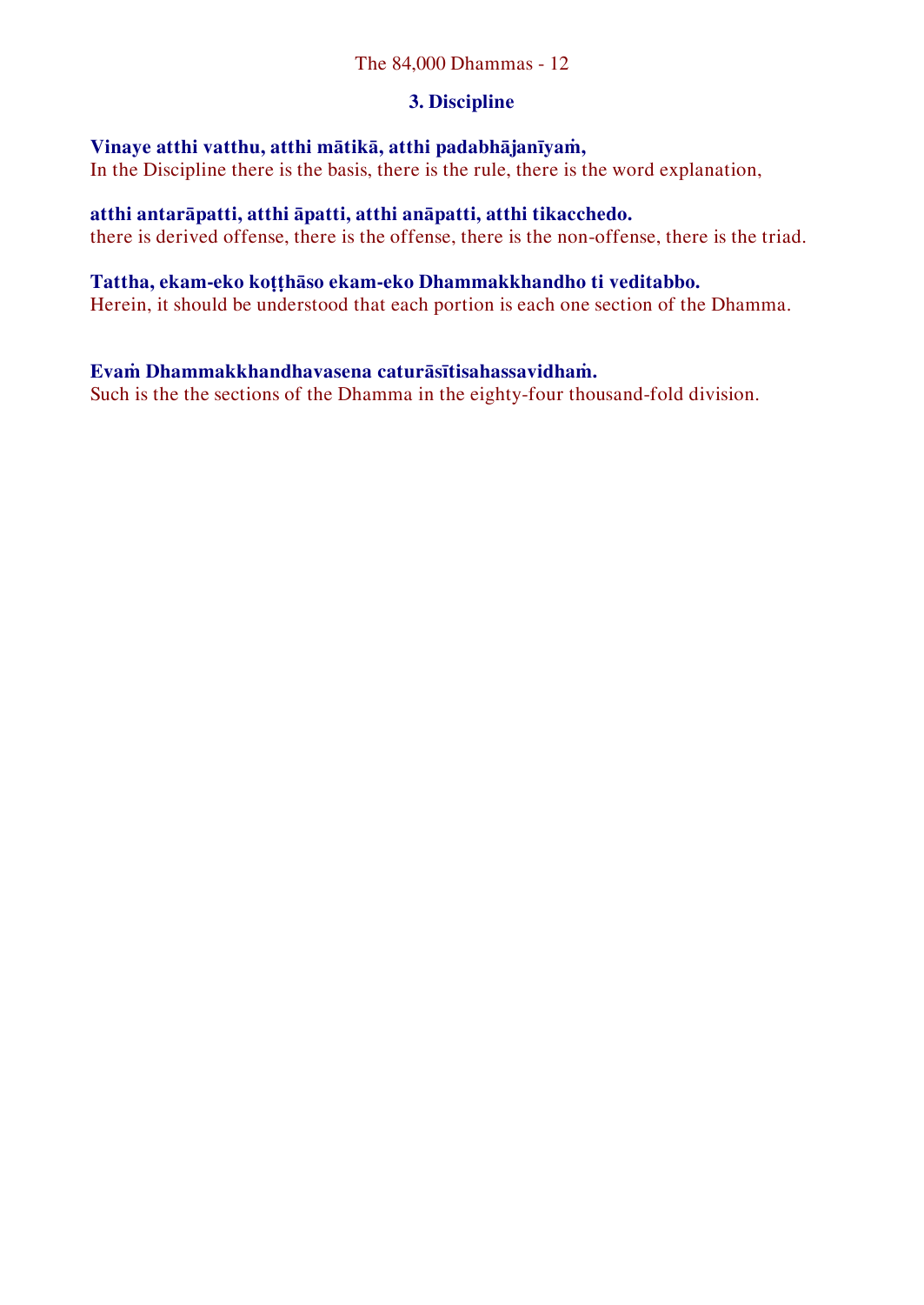### 3. Discipline

**Vinaye atthi vatthu, atthi mātikā, atthi padabhājanīyaṁ,**
In the Discipline there is the basis, there is the rule, there is the word explanation,

**atthi antarāpatti, atthi āpatti, atthi anāpatti, atthi tikacchedo.**
there is derived offense, there is the offense, there is the non-offense, there is the triad.

**Tattha, ekam-eko koṭṭhāso ekam-eko Dhammakkhandho ti veditabbo.**
Herein, it should be understood that each portion is each one section of the Dhamma.

**Evaṁ Dhammakkhandhavasena caturāsītisahassavidhaṁ.**
Such is the the sections of the Dhamma in the eighty-four thousand-fold division.